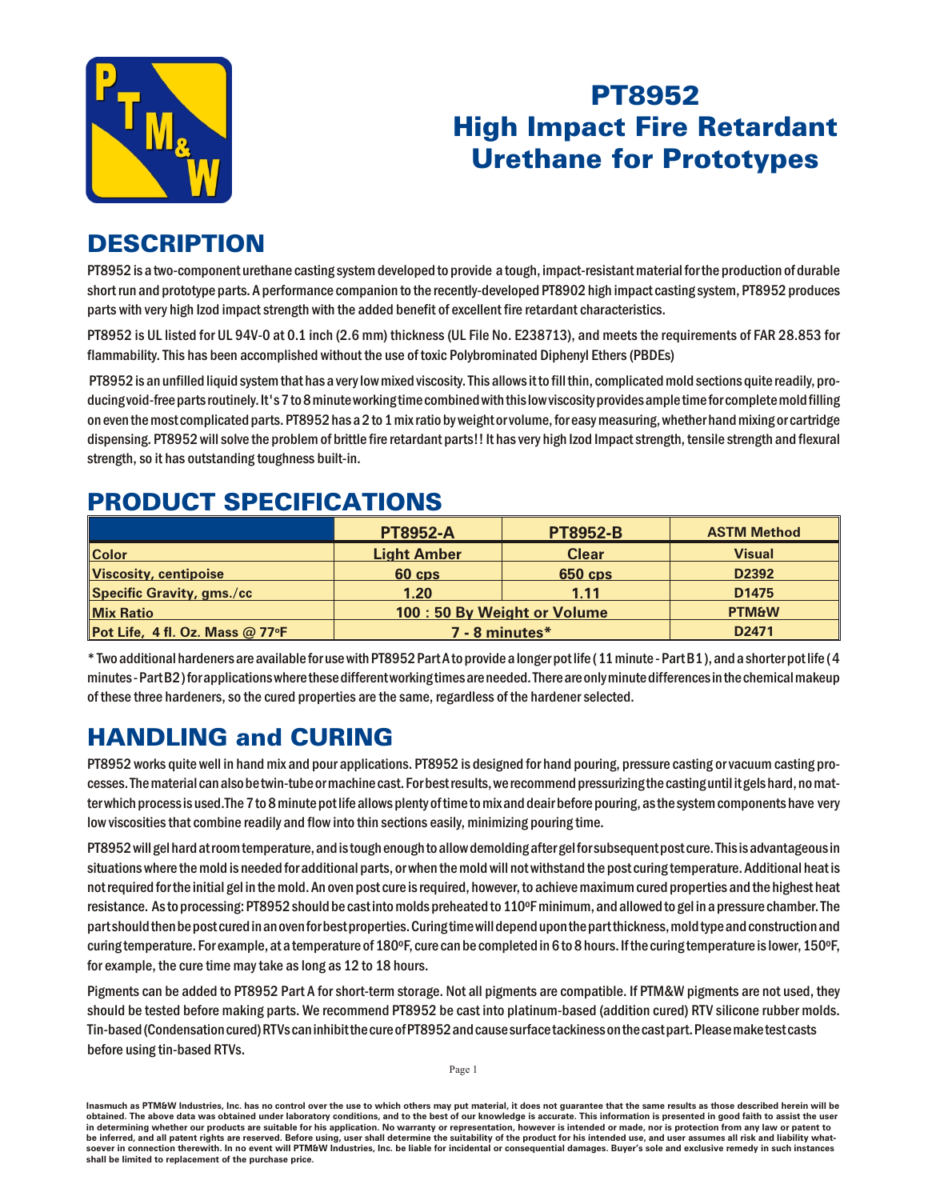# PT8952 High Impact Fire Retardant Urethane for Prototypes

## DESCRIPTION

PT8952 is a two-component urethane casting system developed to provide a tough, impact-resistant material for the production of durable short run and prototype parts. A performance companion to the recently-developed PT8902 high impact casting system, PT8952 produces parts with very high Izod impact strength with the added benefit of excellent fire retardant characteristics.

PT8952 is UL listed for UL 94V-0 at 0.1 inch (2.6 mm) thickness (UL File No. E238713), and meets the requirements of FAR 28.853 for flammability. This has been accomplished without the use of toxic Polybrominated Diphenyl Ethers (PBDEs)

PT8952 is an unfilled liquid system that has a very low mixed viscosity. This allows it to fill thin, complicated mold sections quite readily, producing void-free parts routinely. It's 7 to 8 minute working time combined with this low viscosity provides ample time for complete mold filling on even the most complicated parts. PT8952 has a 2 to 1 mix ratio by weight or volume, for easy measuring, whether hand mixing or cartridge dispensing. PT8952 will solve the problem of brittle fire retardant parts!! It has very high Izod Impact strength, tensile strength and flexural strength, so it has outstanding toughness built-in.

## PRODUCT SPECIFICATIONS

| | PT8952-A | PT8952-B | ASTM Method |
|---|---|---|---|
| Color | Light Amber | Clear | Visual |
| Viscosity, centipoise | 60 cps | 650 cps | D2392 |
| Specific Gravity, gms./cc | 1.20 | 1.11 | D1475 |
| Mix Ratio | 100 : 50 By Weight or Volume | | PTM&W |
| Pot Life, 4 fl. Oz. Mass @ 77ºF | 7 - 8 minutes* | | D2471 |

* Two additional hardeners are available for use with PT8952 Part A to provide a longer pot life (11 minute - Part B1), and a shorter pot life (4 minutes - Part B2) for applications where these different working times are needed. There are only minute differences in the chemical makeup of these three hardeners, so the cured properties are the same, regardless of the hardener selected.

## HANDLING and CURING

PT8952 works quite well in hand mix and pour applications. PT8952 is designed for hand pouring, pressure casting or vacuum casting processes. The material can also be twin-tube or machine cast. For best results, we recommend pressurizing the casting until it gels hard, no matter which process is used. The 7 to 8 minute pot life allows plenty of time to mix and deair before pouring, as the system components have very low viscosities that combine readily and flow into thin sections easily, minimizing pouring time.

PT8952 will gel hard at room temperature, and is tough enough to allow demolding after gel for subsequent post cure. This is advantageous in situations where the mold is needed for additional parts, or when the mold will not withstand the post curing temperature. Additional heat is not required for the initial gel in the mold. An oven post cure is required, however, to achieve maximum cured properties and the highest heat resistance. As to processing: PT8952 should be cast into molds preheated to 110ºF minimum, and allowed to gel in a pressure chamber. The part should then be post cured in an oven for best properties. Curing time will depend upon the part thickness, mold type and construction and curing temperature. For example, at a temperature of 180ºF, cure can be completed in 6 to 8 hours. If the curing temperature is lower, 150ºF, for example, the cure time may take as long as 12 to 18 hours.

Pigments can be added to PT8952 Part A for short-term storage. Not all pigments are compatible. If PTM&W pigments are not used, they should be tested before making parts. We recommend PT8952 be cast into platinum-based (addition cured) RTV silicone rubber molds. Tin-based (Condensation cured) RTVs can inhibit the cure of PT8952 and cause surface tackiness on the cast part. Please make test casts before using tin-based RTVs.

**Inasmuch as PTM&W Industries, Inc. has no control over the use to which others may put material, it does not guarantee that the same results as those described herein will be obtained. The above data was obtained under laboratory conditions, and to the best of our knowledge is accurate. This information is presented in good faith to assist the user in determining whether our products are suitable for his application. No warranty or representation, however is intended or made, nor is protection from any law or patent to be inferred, and all patent rights are reserved. Before using, user shall determine the suitability of the product for his intended use, and user assumes all risk and liability whatsoever in connection therewith. In no event will PTM&W Industries, Inc. be liable for incidental or consequential damages. Buyer's sole and exclusive remedy in such instances shall be limited to replacement of the purchase price.**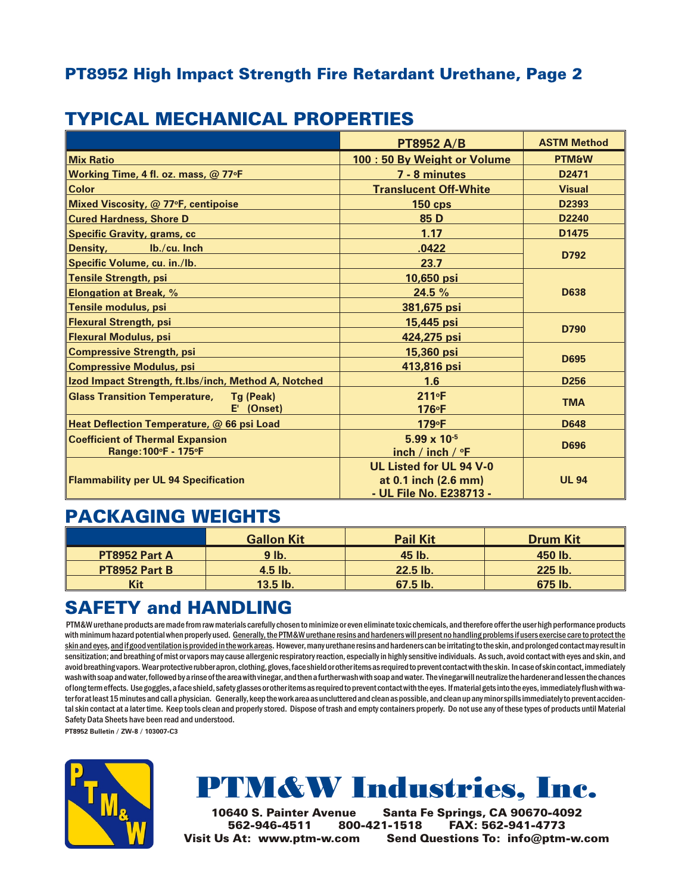## PT8952 High Impact Strength Fire Retardant Urethane, Page 2

# TYPICAL MECHANICAL PROPERTIES

| | PT8952 A/B | ASTM Method |
|---|---|---|
| Mix Ratio | 100 : 50 By Weight or Volume | PTM&W |
| Working Time, 4 fl. oz. mass, @ 77°F | 7 - 8 minutes | D2471 |
| Color | Translucent Off-White | Visual |
| Mixed Viscosity, @ 77°F, centipoise | 150 cps | D2393 |
| Cured Hardness, Shore D | 85 D | D2240 |
| Specific Gravity, grams, cc | 1.17 | D1475 |
| Density, lb./cu. Inch | .0422 | D792 |
| Specific Volume, cu. in./lb. | 23.7 | |
| Tensile Strength, psi | 10,650 psi | D638 |
| Elongation at Break, % | 24.5 % | |
| Tensile modulus, psi | 381,675 psi | |
| Flexural Strength, psi | 15,445 psi | D790 |
| Flexural Modulus, psi | 424,275 psi | |
| Compressive Strength, psi | 15,360 psi | D695 |
| Compressive Modulus, psi | 413,816 psi | |
| Izod Impact Strength, ft.lbs/inch, Method A, Notched | 1.6 | D256 |
| Glass Transition Temperature, Tg (Peak) E' (Onset) | 211°F 176°F | TMA |
| Heat Deflection Temperature, @ 66 psi Load | 179°F | D648 |
| Coefficient of Thermal Expansion Range: 100°F - 175°F | $5.99 \times 10^{-5}$ inch / inch / °F | D696 |
| Flammability per UL 94 Specification | UL Listed for UL 94 V-0 at 0.1 inch (2.6 mm) - UL File No. E238713 - | UL 94 |

# PACKAGING WEIGHTS

| | Gallon Kit | Pail Kit | Drum Kit |
|---|---|---|---|
| PT8952 Part A | 9 lb. | 45 lb. | 450 lb. |
| PT8952 Part B | 4.5 lb. | 22.5 lb. | 225 lb. |
| Kit | 13.5 lb. | 67.5 lb. | 675 lb. |

# SAFETY and HANDLING

PTM&W urethane products are made from raw materials carefully chosen to minimize or even eliminate toxic chemicals, and therefore offer the user high performance products with minimum hazard potential when properly used. Generally, the PTM&W urethane resins and hardeners will present no handling problems if users exercise care to protect the skin and eyes, and if good ventilation is provided in the work areas. However, many urethane resins and hardeners can be irritating to the skin, and prolonged contact may result in sensitization; and breathing of mist or vapors may cause allergenic respiratory reaction, especially in highly sensitive individuals. As such, avoid contact with eyes and skin, and avoid breathing vapors. Wear protective rubber apron, clothing, gloves, face shield or other items as required to prevent contact with the skin. In case of skin contact, immediately wash with soap and water, followed by a rinse of the area with vinegar, and then a further wash with soap and water. The vinegar will neutralize the hardener and lessen the chances of long term effects. Use goggles, a face shield, safety glasses or other items as required to prevent contact with the eyes. If material gets into the eyes, immediately flush with water for at least 15 minutes and call a physician. Generally, keep the work area as uncluttered and clean as possible, and clean up any minor spills immediately to prevent accidental skin contact at a later time. Keep tools clean and properly stored. Dispose of trash and empty containers properly. Do not use any of these types of products until Material Safety Data Sheets have been read and understood.

PT8952 Bulletin / ZW-8 / 103007-C3

**PTM&W Industries, Inc.**

10640 S. Painter Avenue Santa Fe Springs, CA 90670-4092
562-946-4511 800-421-1518 FAX: 562-941-4773
Visit Us At: www.ptm-w.com Send Questions To: info@ptm-w.com